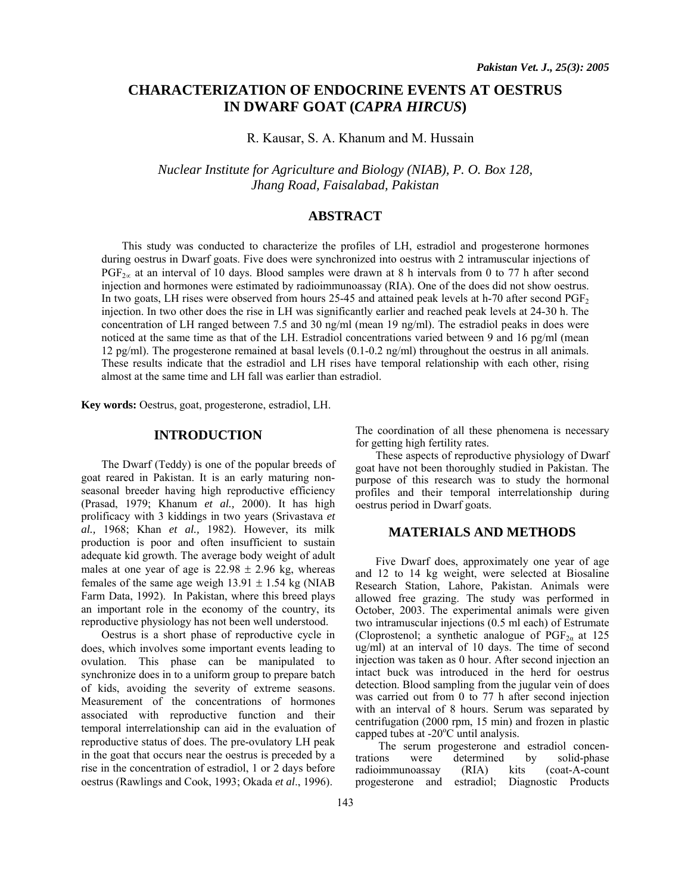# CHARACTERIZATION OF ENDOCRINE EVENTS AT OESTRUS IN DWARF GOAT (*CAPRA HIRCUS*)

R. Kausar, S. A. Khanum and M. Hussain

*Nuclear Institute for Agriculture and Biology (NIAB), P. O. Box 128, Jhang Road, Faisalabad, Pakistan*

## ABSTRACT

This study was conducted to characterize the profiles of LH, estradiol and progesterone hormones during oestrus in Dwarf goats. Five does were synchronized into oestrus with 2 intramuscular injections of $PGF_{2\alpha}$ at an interval of 10 days. Blood samples were drawn at 8 h intervals from 0 to 77 h after second injection and hormones were estimated by radioimmunoassay (RIA). One of the does did not show oestrus. In two goats, LH rises were observed from hours 25-45 and attained peak levels at h-70 after second $PGF_2$ injection. In two other does the rise in LH was significantly earlier and reached peak levels at 24-30 h. The concentration of LH ranged between 7.5 and 30 ng/ml (mean 19 ng/ml). The estradiol peaks in does were noticed at the same time as that of the LH. Estradiol concentrations varied between 9 and 16 pg/ml (mean 12 pg/ml). The progesterone remained at basal levels (0.1-0.2 ng/ml) throughout the oestrus in all animals. These results indicate that the estradiol and LH rises have temporal relationship with each other, rising almost at the same time and LH fall was earlier than estradiol.

**Key words:** Oestrus, goat, progesterone, estradiol, LH.

## INTRODUCTION

The Dwarf (Teddy) is one of the popular breeds of goat reared in Pakistan. It is an early maturing non-seasonal breeder having high reproductive efficiency (Prasad, 1979; Khanum *et al.,* 2000). It has high prolificacy with 3 kiddings in two years (Srivastava *et al.,* 1968; Khan *et al.,* 1982). However, its milk production is poor and often insufficient to sustain adequate kid growth. The average body weight of adult males at one year of age is 22.98 ± 2.96 kg, whereas females of the same age weigh 13.91 ± 1.54 kg (NIAB Farm Data, 1992). In Pakistan, where this breed plays an important role in the economy of the country, its reproductive physiology has not been well understood.

Oestrus is a short phase of reproductive cycle in does, which involves some important events leading to ovulation. This phase can be manipulated to synchronize does in to a uniform group to prepare batch of kids, avoiding the severity of extreme seasons. Measurement of the concentrations of hormones associated with reproductive function and their temporal interrelationship can aid in the evaluation of reproductive status of does. The pre-ovulatory LH peak in the goat that occurs near the oestrus is preceded by a rise in the concentration of estradiol, 1 or 2 days before oestrus (Rawlings and Cook, 1993; Okada *et al*., 1996). The coordination of all these phenomena is necessary for getting high fertility rates.

These aspects of reproductive physiology of Dwarf goat have not been thoroughly studied in Pakistan. The purpose of this research was to study the hormonal profiles and their temporal interrelationship during oestrus period in Dwarf goats.

## MATERIALS AND METHODS

Five Dwarf does, approximately one year of age and 12 to 14 kg weight, were selected at Biosaline Research Station, Lahore, Pakistan. Animals were allowed free grazing. The study was performed in October, 2003. The experimental animals were given two intramuscular injections (0.5 ml each) of Estrumate (Cloprostenol; a synthetic analogue of $PGF_{2\alpha}$ at 125 ug/ml) at an interval of 10 days. The time of second injection was taken as 0 hour. After second injection an intact buck was introduced in the herd for oestrus detection. Blood sampling from the jugular vein of does was carried out from 0 to 77 h after second injection with an interval of 8 hours. Serum was separated by centrifugation (2000 rpm, 15 min) and frozen in plastic capped tubes at -20°C until analysis.

The serum progesterone and estradiol concentrations were determined by solid-phase radioimmunoassay (RIA) kits (coat-A-count progesterone and estradiol; Diagnostic Products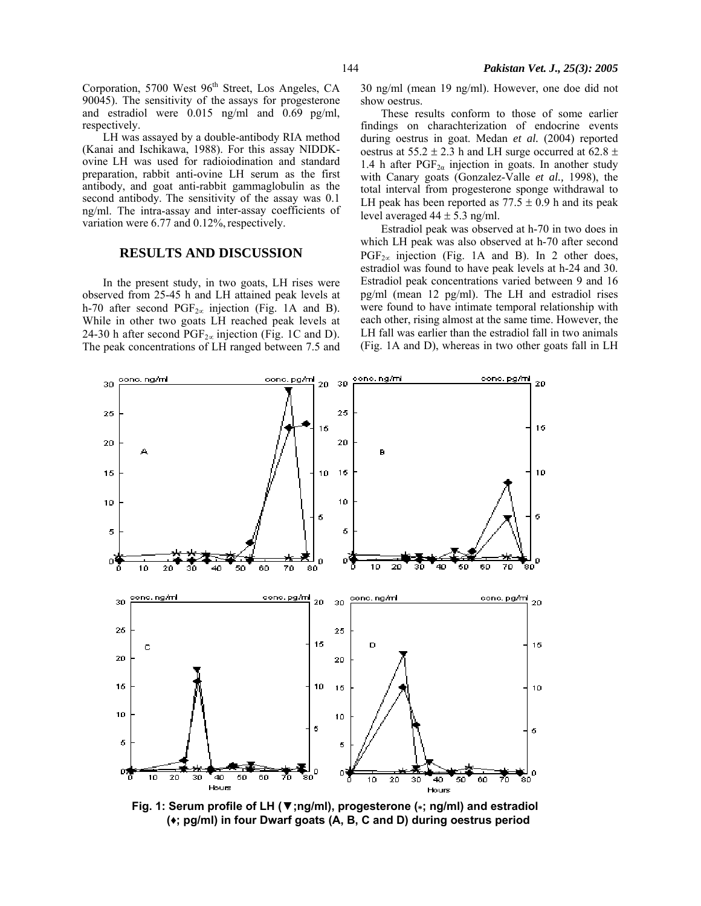Corporation, 5700 West 96th Street, Los Angeles, CA 90045). The sensitivity of the assays for progesterone and estradiol were 0.015 ng/ml and 0.69 pg/ml, respectively.

LH was assayed by a double-antibody RIA method (Kanai and Ischikawa, 1988). For this assay NIDDK-ovine LH was used for radioiodination and standard preparation, rabbit anti-ovine LH serum as the first antibody, and goat anti-rabbit gammaglobulin as the second antibody. The sensitivity of the assay was 0.1 ng/ml. The intra-assay and inter-assay coefficients of variation were 6.77 and 0.12%, respectively.

## RESULTS AND DISCUSSION

In the present study, in two goats, LH rises were observed from 25-45 h and LH attained peak levels at h-70 after second $PGF_{2\alpha}$ injection (Fig. 1A and B). While in other two goats LH reached peak levels at 24-30 h after second $PGF_{2\alpha}$ injection (Fig. 1C and D). The peak concentrations of LH ranged between 7.5 and 30 ng/ml (mean 19 ng/ml). However, one doe did not show oestrus.

These results conform to those of some earlier findings on charachterization of endocrine events during oestrus in goat. Medan *et al.* (2004) reported oestrus at $55.2 \pm 2.3$ h and LH surge occurred at $62.8 \pm 1.4$ h after $PGF_{2\alpha}$ injection in goats. In another study with Canary goats (Gonzalez-Valle *et al.,* 1998), the total interval from progesterone sponge withdrawal to LH peak has been reported as $77.5 \pm 0.9$ h and its peak level averaged $44 \pm 5.3$ ng/ml.

Estradiol peak was observed at h-70 in two does in which LH peak was also observed at h-70 after second $PGF_{2\alpha}$ injection (Fig. 1A and B). In 2 other does, estradiol was found to have peak levels at h-24 and 30. Estradiol peak concentrations varied between 9 and 16 pg/ml (mean 12 pg/ml). The LH and estradiol rises were found to have intimate temporal relationship with each other, rising almost at the same time. However, the LH fall was earlier than the estradiol fall in two animals (Fig. 1A and D), whereas in two other goats fall in LH

**Fig. 1: Serum profile of LH (▼;ng/ml), progesterone (*; ng/ml) and estradiol (♦; pg/ml) in four Dwarf goats (A, B, C and D) during oestrus period**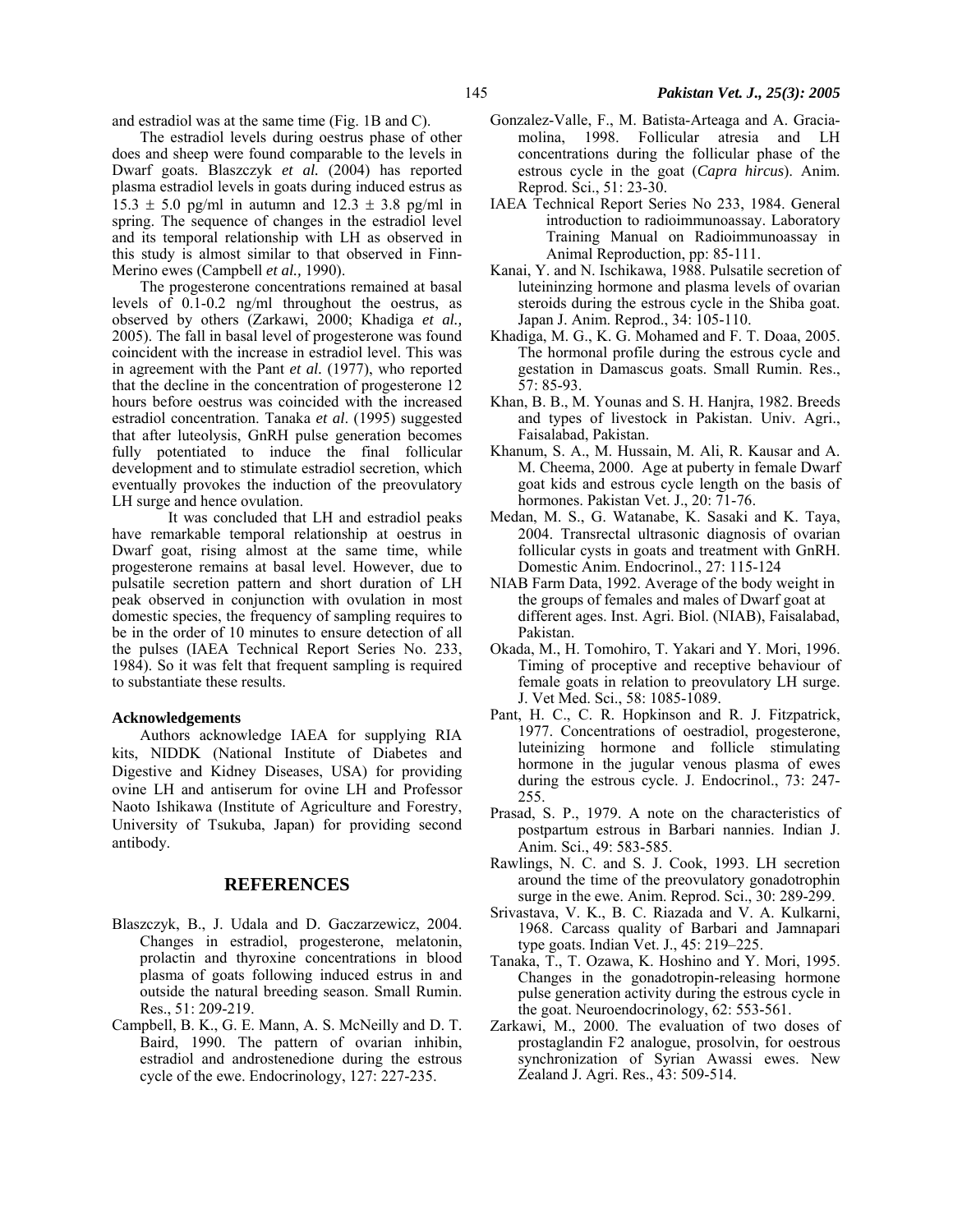and estradiol was at the same time (Fig. 1B and C).

The estradiol levels during oestrus phase of other does and sheep were found comparable to the levels in Dwarf goats. Blaszczyk *et al.* (2004) has reported plasma estradiol levels in goats during induced estrus as 15.3 ± 5.0 pg/ml in autumn and 12.3 ± 3.8 pg/ml in spring. The sequence of changes in the estradiol level and its temporal relationship with LH as observed in this study is almost similar to that observed in Finn-Merino ewes (Campbell *et al.,* 1990).

The progesterone concentrations remained at basal levels of 0.1-0.2 ng/ml throughout the oestrus, as observed by others (Zarkawi, 2000; Khadiga *et al.,* 2005). The fall in basal level of progesterone was found coincident with the increase in estradiol level. This was in agreement with the Pant *et al.* (1977), who reported that the decline in the concentration of progesterone 12 hours before oestrus was coincided with the increased estradiol concentration. Tanaka *et al*. (1995) suggested that after luteolysis, GnRH pulse generation becomes fully potentiated to induce the final follicular development and to stimulate estradiol secretion, which eventually provokes the induction of the preovulatory LH surge and hence ovulation.

It was concluded that LH and estradiol peaks have remarkable temporal relationship at oestrus in Dwarf goat, rising almost at the same time, while progesterone remains at basal level. However, due to pulsatile secretion pattern and short duration of LH peak observed in conjunction with ovulation in most domestic species, the frequency of sampling requires to be in the order of 10 minutes to ensure detection of all the pulses (IAEA Technical Report Series No. 233, 1984). So it was felt that frequent sampling is required to substantiate these results.

#### Acknowledgements

Authors acknowledge IAEA for supplying RIA kits, NIDDK (National Institute of Diabetes and Digestive and Kidney Diseases, USA) for providing ovine LH and antiserum for ovine LH and Professor Naoto Ishikawa (Institute of Agriculture and Forestry, University of Tsukuba, Japan) for providing second antibody.

## REFERENCES

Blaszczyk, B., J. Udala and D. Gaczarzewicz, 2004. Changes in estradiol, progesterone, melatonin, prolactin and thyroxine concentrations in blood plasma of goats following induced estrus in and outside the natural breeding season. Small Rumin. Res., 51: 209-219.

Campbell, B. K., G. E. Mann, A. S. McNeilly and D. T. Baird, 1990. The pattern of ovarian inhibin, estradiol and androstenedione during the estrous cycle of the ewe. Endocrinology, 127: 227-235.

Gonzalez-Valle, F., M. Batista-Arteaga and A. Gracia-molina, 1998. Follicular atresia and LH concentrations during the follicular phase of the estrous cycle in the goat (*Capra hircus*). Anim. Reprod. Sci., 51: 23-30.

IAEA Technical Report Series No 233, 1984. General introduction to radioimmunoassay. Laboratory Training Manual on Radioimmunoassay in Animal Reproduction, pp: 85-111.

Kanai, Y. and N. Ischikawa, 1988. Pulsatile secretion of luteininzing hormone and plasma levels of ovarian steroids during the estrous cycle in the Shiba goat. Japan J. Anim. Reprod., 34: 105-110.

Khadiga, M. G., K. G. Mohamed and F. T. Doaa, 2005. The hormonal profile during the estrous cycle and gestation in Damascus goats. Small Rumin. Res., 57: 85-93.

Khan, B. B., M. Younas and S. H. Hanjra, 1982. Breeds and types of livestock in Pakistan. Univ. Agri., Faisalabad, Pakistan.

Khanum, S. A., M. Hussain, M. Ali, R. Kausar and A. M. Cheema, 2000. Age at puberty in female Dwarf goat kids and estrous cycle length on the basis of hormones. Pakistan Vet. J., 20: 71-76.

Medan, M. S., G. Watanabe, K. Sasaki and K. Taya, 2004. Transrectal ultrasonic diagnosis of ovarian follicular cysts in goats and treatment with GnRH. Domestic Anim. Endocrinol., 27: 115-124

NIAB Farm Data, 1992. Average of the body weight in the groups of females and males of Dwarf goat at different ages. Inst. Agri. Biol. (NIAB), Faisalabad, Pakistan.

Okada, M., H. Tomohiro, T. Yakari and Y. Mori, 1996. Timing of proceptive and receptive behaviour of female goats in relation to preovulatory LH surge. J. Vet Med. Sci., 58: 1085-1089.

Pant, H. C., C. R. Hopkinson and R. J. Fitzpatrick, 1977. Concentrations of oestradiol, progesterone, luteinizing hormone and follicle stimulating hormone in the jugular venous plasma of ewes during the estrous cycle. J. Endocrinol., 73: 247-255.

Prasad, S. P., 1979. A note on the characteristics of postpartum estrous in Barbari nannies. Indian J. Anim. Sci., 49: 583-585.

Rawlings, N. C. and S. J. Cook, 1993. LH secretion around the time of the preovulatory gonadotrophin surge in the ewe. Anim. Reprod. Sci., 30: 289-299.

Srivastava, V. K., B. C. Riazada and V. A. Kulkarni, 1968. Carcass quality of Barbari and Jamnapari type goats. Indian Vet. J., 45: 219–225.

Tanaka, T., T. Ozawa, K. Hoshino and Y. Mori, 1995. Changes in the gonadotropin-releasing hormone pulse generation activity during the estrous cycle in the goat. Neuroendocrinology, 62: 553-561.

Zarkawi, M., 2000. The evaluation of two doses of prostaglandin F2 analogue, prosolvin, for oestrous synchronization of Syrian Awassi ewes. New Zealand J. Agri. Res., 43: 509-514.